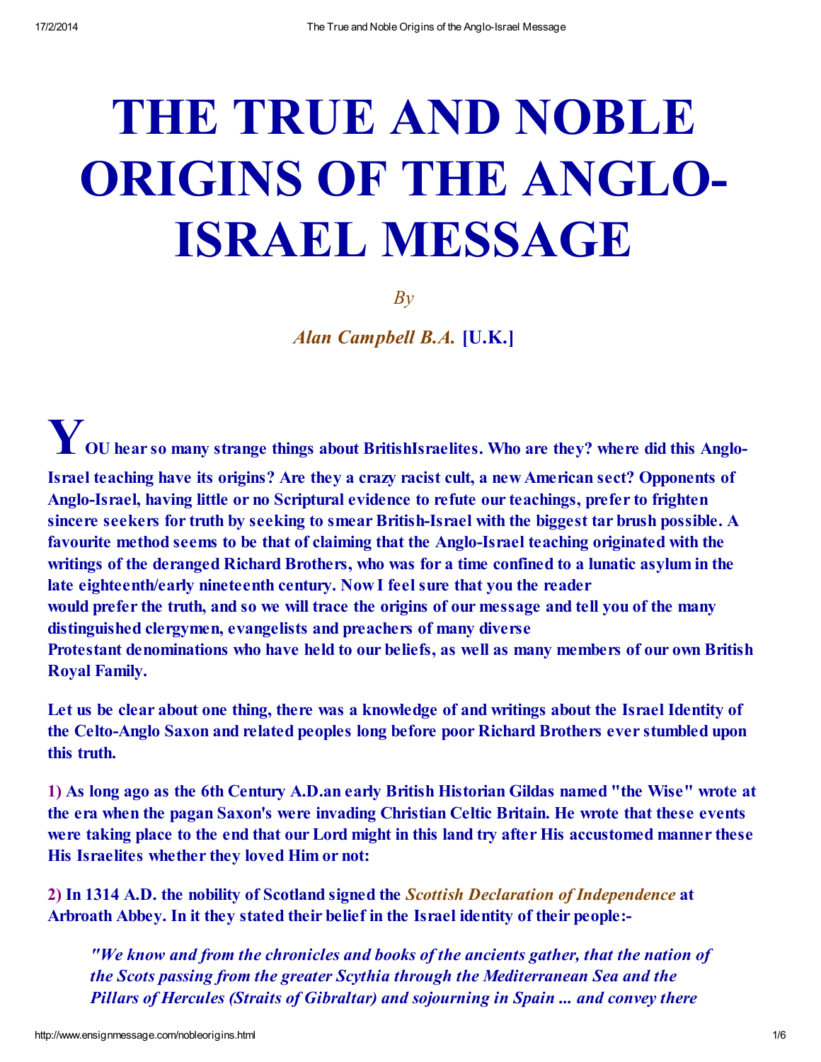# THE TRUE AND NOBLE ORIGINS OF THE ANGLO-ISRAEL MESSAGE

*By*

*Alan Campbell B.A.* [U.K.]

**YOU hear so many strange things about BritishIsraelites. Who are they? where did this Anglo-Israel teaching have its origins? Are they a crazy racist cult, a new American sect? Opponents of Anglo-Israel, having little or no Scriptural evidence to refute our teachings, prefer to frighten sincere seekers for truth by seeking to smear British-Israel with the biggest tar brush possible. A favourite method seems to be that of claiming that the Anglo-Israel teaching originated with the writings of the deranged Richard Brothers, who was for a time confined to a lunatic asylum in the late eighteenth/early nineteenth century. Now I feel sure that you the reader would prefer the truth, and so we will trace the origins of our message and tell you of the many distinguished clergymen, evangelists and preachers of many diverse Protestant denominations who have held to our beliefs, as well as many members of our own British Royal Family.**

**Let us be clear about one thing, there was a knowledge of and writings about the Israel Identity of the Celto-Anglo Saxon and related peoples long before poor Richard Brothers ever stumbled upon this truth.**

**1) As long ago as the 6th Century A.D.an early British Historian Gildas named "the Wise" wrote at the era when the pagan Saxon's were invading Christian Celtic Britain. He wrote that these events were taking place to the end that our Lord might in this land try after His accustomed manner these His Israelites whether they loved Him or not:**

**2) In 1314 A.D. the nobility of Scotland signed the *Scottish Declaration of Independence* at Arbroath Abbey. In it they stated their belief in the Israel identity of their people:-**

> ***"We know and from the chronicles and books of the ancients gather, that the nation of the Scots passing from the greater Scythia through the Mediterranean Sea and the Pillars of Hercules (Straits of Gibraltar) and sojourning in Spain ... and convey there***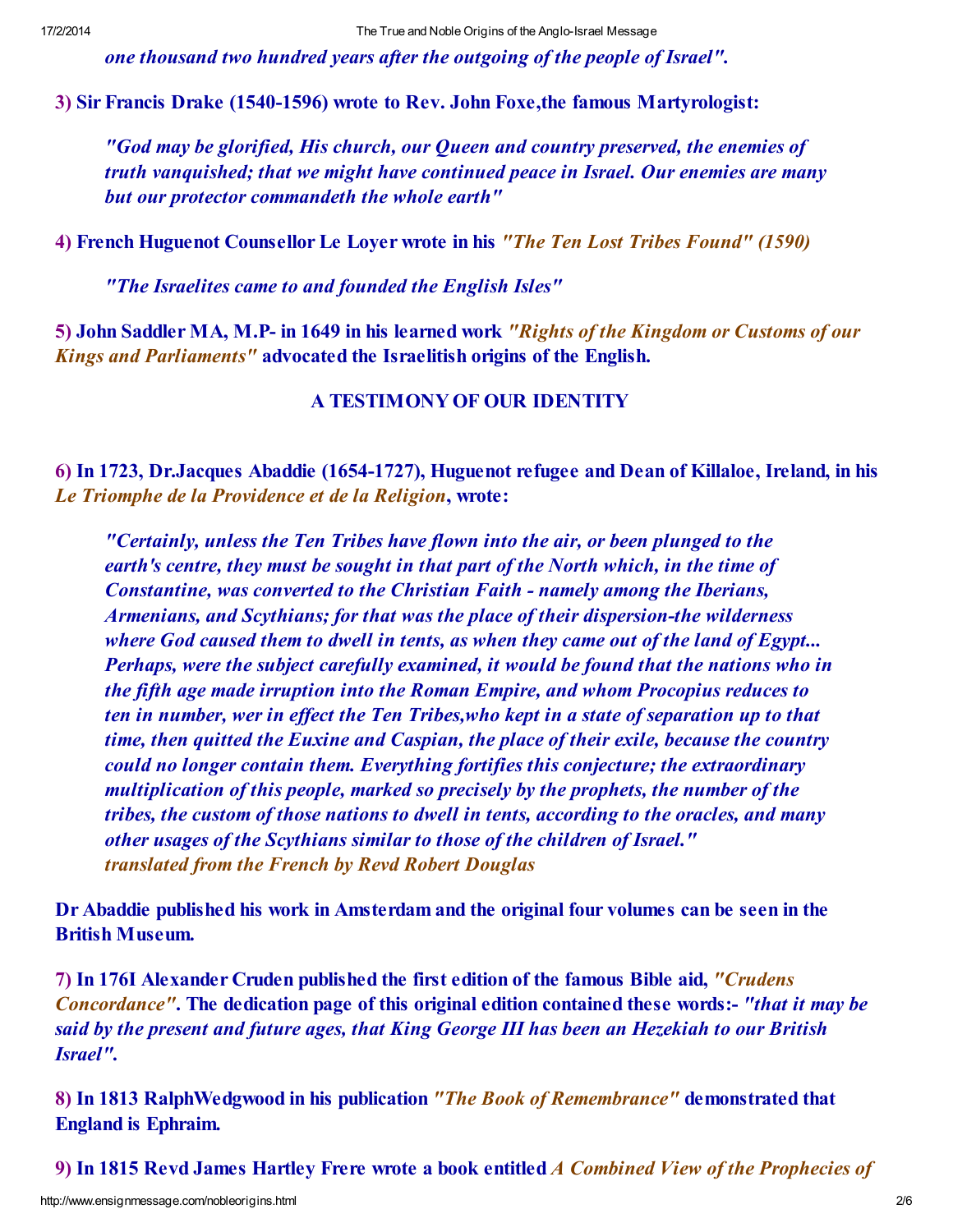*one thousand two hundred years after the outgoing of the people of Israel".*

**3) Sir Francis Drake (1540-1596) wrote to Rev. John Foxe,the famous Martyrologist:**

> *"God may be glorified, His church, our Queen and country preserved, the enemies of truth vanquished; that we might have continued peace in Israel. Our enemies are many but our protector commandeth the whole earth"*

**4) French Huguenot Counsellor Le Loyer wrote in his *"The Ten Lost Tribes Found" (1590)***

> *"The Israelites came to and founded the English Isles"*

**5) John Saddler MA, M.P- in 1649 in his learned work *"Rights of the Kingdom or Customs of our Kings and Parliaments"* advocated the Israelitish origins of the English.**

**A TESTIMONY OF OUR IDENTITY**

**6) In 1723, Dr.Jacques Abaddie (1654-1727), Huguenot refugee and Dean of Killaloe, Ireland, in his *Le Triomphe de la Providence et de la Religion*, wrote:**

> *"Certainly, unless the Ten Tribes have flown into the air, or been plunged to the earth's centre, they must be sought in that part of the North which, in the time of Constantine, was converted to the Christian Faith - namely among the Iberians, Armenians, and Scythians; for that was the place of their dispersion-the wilderness where God caused them to dwell in tents, as when they came out of the land of Egypt... Perhaps, were the subject carefully examined, it would be found that the nations who in the fifth age made irruption into the Roman Empire, and whom Procopius reduces to ten in number, wer in effect the Ten Tribes,who kept in a state of separation up to that time, then quitted the Euxine and Caspian, the place of their exile, because the country could no longer contain them. Everything fortifies this conjecture; the extraordinary multiplication of this people, marked so precisely by the prophets, the number of the tribes, the custom of those nations to dwell in tents, according to the oracles, and many other usages of the Scythians similar to those of the children of Israel."*
> *translated from the French by Revd Robert Douglas*

**Dr Abaddie published his work in Amsterdam and the original four volumes can be seen in the British Museum.**

**7) In 176I Alexander Cruden published the first edition of the famous Bible aid, *"Crudens Concordance"*. The dedication page of this original edition contained these words:- *"that it may be said by the present and future ages, that King George III has been an Hezekiah to our British Israel".***

**8) In 1813 RalphWedgwood in his publication *"The Book of Remembrance"* demonstrated that England is Ephraim.**

**9) In 1815 Revd James Hartley Frere wrote a book entitled *A Combined View of the Prophecies of***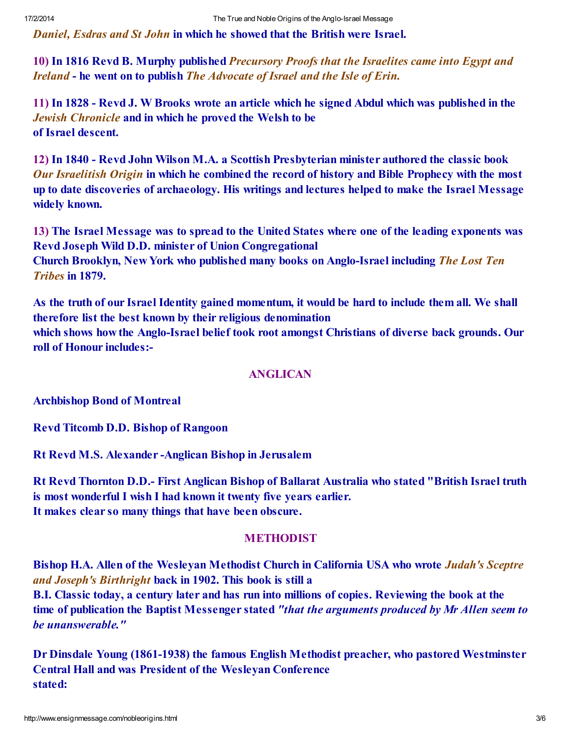*Daniel, Esdras and St John* **in which he showed that the British were Israel.**

**10) In 1816 Revd B. Murphy published** ***Precursory Proofs that the Israelites came into Egypt and Ireland*** **- he went on to publish** ***The Advocate of Israel and the Isle of Erin.***

**11) In 1828 - Revd J. W Brooks wrote an article which he signed Abdul which was published in the** ***Jewish Chronicle*** **and in which he proved the Welsh to be of Israel descent.**

**12) In 1840 - Revd John Wilson M.A. a Scottish Presbyterian minister authored the classic book** ***Our Israelitish Origin*** **in which he combined the record of history and Bible Prophecy with the most up to date discoveries of archaeology. His writings and lectures helped to make the Israel Message widely known.**

**13) The Israel Message was to spread to the United States where one of the leading exponents was Revd Joseph Wild D.D. minister of Union Congregational Church Brooklyn, New York who published many books on Anglo-Israel including** ***The Lost Ten Tribes*** **in 1879.**

**As the truth of our Israel Identity gained momentum, it would be hard to include them all. We shall therefore list the best known by their religious denomination which shows how the Anglo-Israel belief took root amongst Christians of diverse back grounds. Our roll of Honour includes:-**

## ANGLICAN

**Archbishop Bond of Montreal**

**Revd Titcomb D.D. Bishop of Rangoon**

**Rt Revd M.S. Alexander -Anglican Bishop in Jerusalem**

**Rt Revd Thornton D.D.- First Anglican Bishop of Ballarat Australia who stated "British Israel truth is most wonderful I wish I had known it twenty five years earlier. It makes clear so many things that have been obscure.**

## METHODIST

**Bishop H.A. Allen of the Wesleyan Methodist Church in California USA who wrote** ***Judah's Sceptre and Joseph's Birthright*** **back in 1902. This book is still a B.I. Classic today, a century later and has run into millions of copies. Reviewing the book at the time of publication the Baptist Messenger stated** ***"that the arguments produced by Mr Allen seem to be unanswerable."***

**Dr Dinsdale Young (1861-1938) the famous English Methodist preacher, who pastored Westminster Central Hall and was President of the Wesleyan Conference stated:**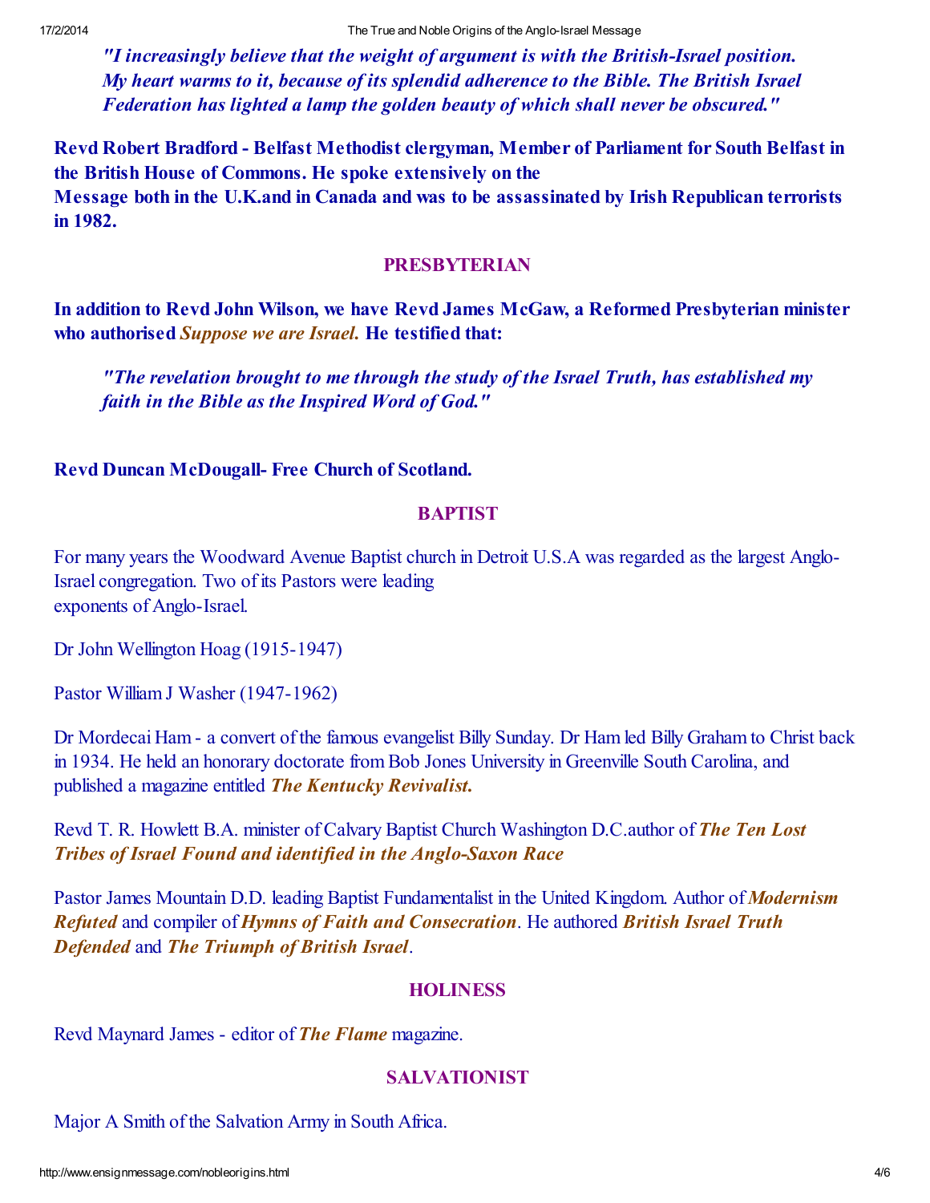*"I increasingly believe that the weight of argument is with the British-Israel position. My heart warms to it, because of its splendid adherence to the Bible. The British Israel Federation has lighted a lamp the golden beauty of which shall never be obscured."*

**Revd Robert Bradford - Belfast Methodist clergyman, Member of Parliament for South Belfast in the British House of Commons. He spoke extensively on the Message both in the U.K.and in Canada and was to be assassinated by Irish Republican terrorists in 1982.**

## PRESBYTERIAN

**In addition to Revd John Wilson, we have Revd James McGaw, a Reformed Presbyterian minister who authorised *Suppose we are Israel.* He testified that:**

*"The revelation brought to me through the study of the Israel Truth, has established my faith in the Bible as the Inspired Word of God."*

**Revd Duncan McDougall- Free Church of Scotland.**

## BAPTIST

For many years the Woodward Avenue Baptist church in Detroit U.S.A was regarded as the largest Anglo-Israel congregation. Two of its Pastors were leading exponents of Anglo-Israel.

Dr John Wellington Hoag (1915-1947)

Pastor William J Washer (1947-1962)

Dr Mordecai Ham - a convert of the famous evangelist Billy Sunday. Dr Ham led Billy Graham to Christ back in 1934. He held an honorary doctorate from Bob Jones University in Greenville South Carolina, and published a magazine entitled ***The Kentucky Revivalist.***

Revd T. R. Howlett B.A. minister of Calvary Baptist Church Washington D.C.author of ***The Ten Lost Tribes of Israel Found and identified in the Anglo-Saxon Race***

Pastor James Mountain D.D. leading Baptist Fundamentalist in the United Kingdom. Author of ***Modernism Refuted*** and compiler of ***Hymns of Faith and Consecration***. He authored ***British Israel Truth Defended*** and ***The Triumph of British Israel***.

## HOLINESS

Revd Maynard James - editor of ***The Flame*** magazine.

## SALVATIONIST

Major A Smith of the Salvation Army in South Africa.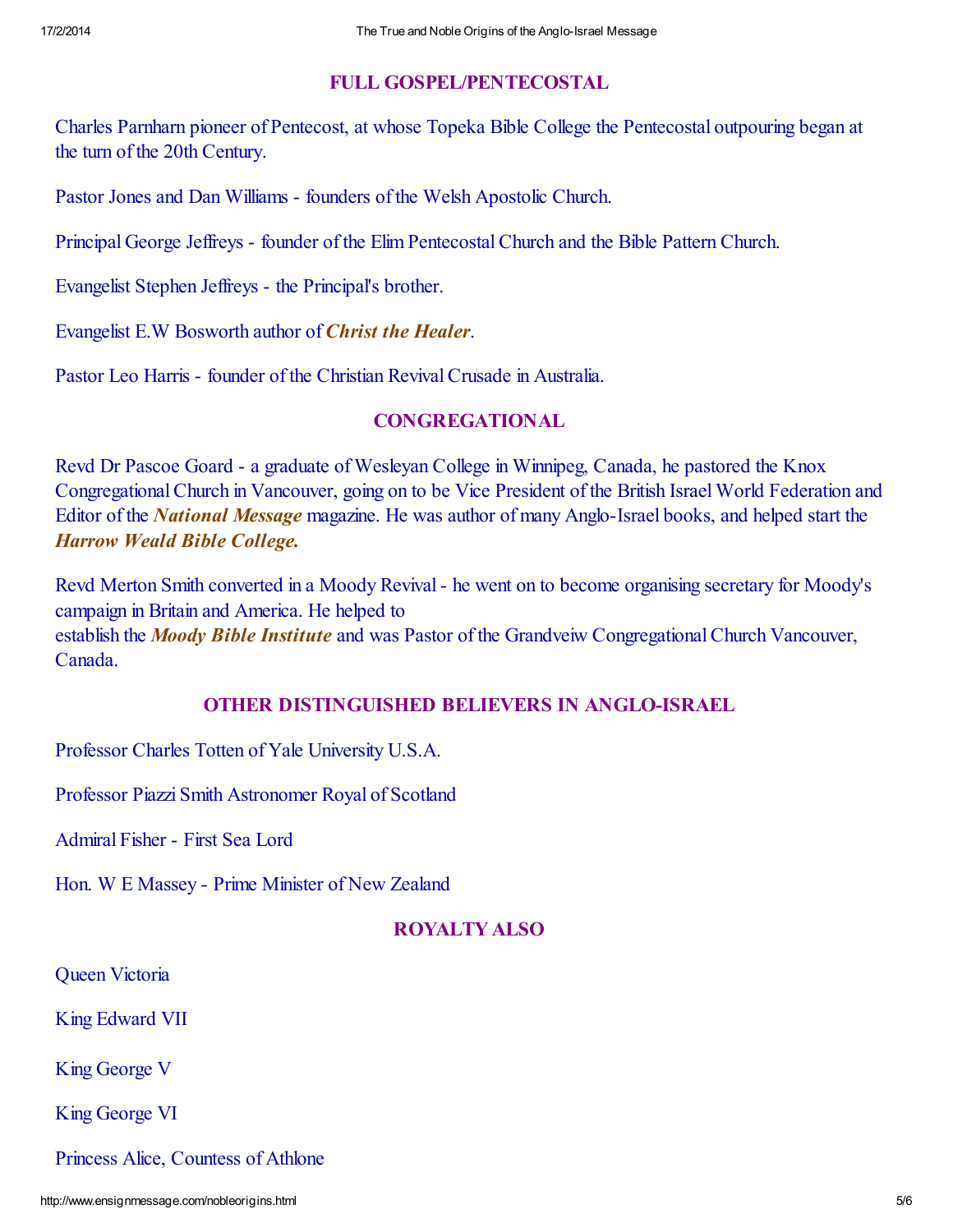## FULL GOSPEL/PENTECOSTAL

Charles Parnharn pioneer of Pentecost, at whose Topeka Bible College the Pentecostal outpouring began at the turn of the 20th Century.

Pastor Jones and Dan Williams - founders of the Welsh Apostolic Church.

Principal George Jeffreys - founder of the Elim Pentecostal Church and the Bible Pattern Church.

Evangelist Stephen Jeffreys - the Principal's brother.

Evangelist E.W Bosworth author of ***Christ the Healer***.

Pastor Leo Harris - founder of the Christian Revival Crusade in Australia.

## CONGREGATIONAL

Revd Dr Pascoe Goard - a graduate of Wesleyan College in Winnipeg, Canada, he pastored the Knox Congregational Church in Vancouver, going on to be Vice President of the British Israel World Federation and Editor of the ***National Message*** magazine. He was author of many Anglo-Israel books, and helped start the ***Harrow Weald Bible College.***

Revd Merton Smith converted in a Moody Revival - he went on to become organising secretary for Moody's campaign in Britain and America. He helped to establish the ***Moody Bible Institute*** and was Pastor of the Grandveiw Congregational Church Vancouver, Canada.

## OTHER DISTINGUISHED BELIEVERS IN ANGLO-ISRAEL

Professor Charles Totten of Yale University U.S.A.

Professor Piazzi Smith Astronomer Royal of Scotland

Admiral Fisher - First Sea Lord

Hon. W E Massey - Prime Minister of New Zealand

## ROYALTY ALSO

Queen Victoria

King Edward VII

King George V

King George VI

Princess Alice, Countess of Athlone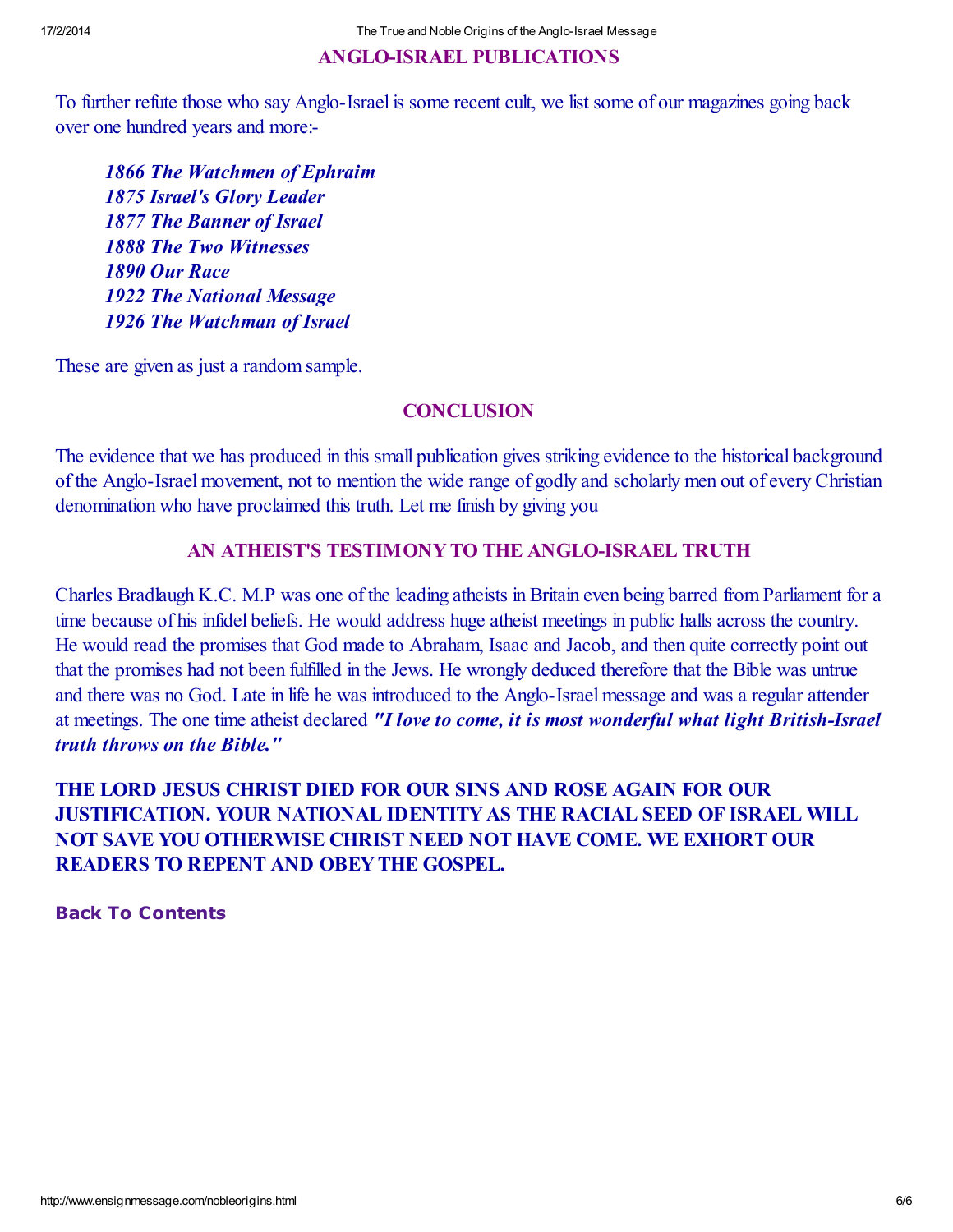## ANGLO-ISRAEL PUBLICATIONS

To further refute those who say Anglo-Israel is some recent cult, we list some of our magazines going back over one hundred years and more:-

> ***1866 The Watchmen of Ephraim***
> ***1875 Israel's Glory Leader***
> ***1877 The Banner of Israel***
> ***1888 The Two Witnesses***
> ***1890 Our Race***
> ***1922 The National Message***
> ***1926 The Watchman of Israel***

These are given as just a random sample.

## CONCLUSION

The evidence that we has produced in this small publication gives striking evidence to the historical background of the Anglo-Israel movement, not to mention the wide range of godly and scholarly men out of every Christian denomination who have proclaimed this truth. Let me finish by giving you

## AN ATHEIST'S TESTIMONY TO THE ANGLO-ISRAEL TRUTH

Charles Bradlaugh K.C. M.P was one of the leading atheists in Britain even being barred from Parliament for a time because of his infidel beliefs. He would address huge atheist meetings in public halls across the country. He would read the promises that God made to Abraham, Isaac and Jacob, and then quite correctly point out that the promises had not been fulfilled in the Jews. He wrongly deduced therefore that the Bible was untrue and there was no God. Late in life he was introduced to the Anglo-Israel message and was a regular attender at meetings. The one time atheist declared ***"I love to come, it is most wonderful what light British-Israel truth throws on the Bible."***

**THE LORD JESUS CHRIST DIED FOR OUR SINS AND ROSE AGAIN FOR OUR JUSTIFICATION. YOUR NATIONAL IDENTITY AS THE RACIAL SEED OF ISRAEL WILL NOT SAVE YOU OTHERWISE CHRIST NEED NOT HAVE COME. WE EXHORT OUR READERS TO REPENT AND OBEY THE GOSPEL.**

**Back To Contents**